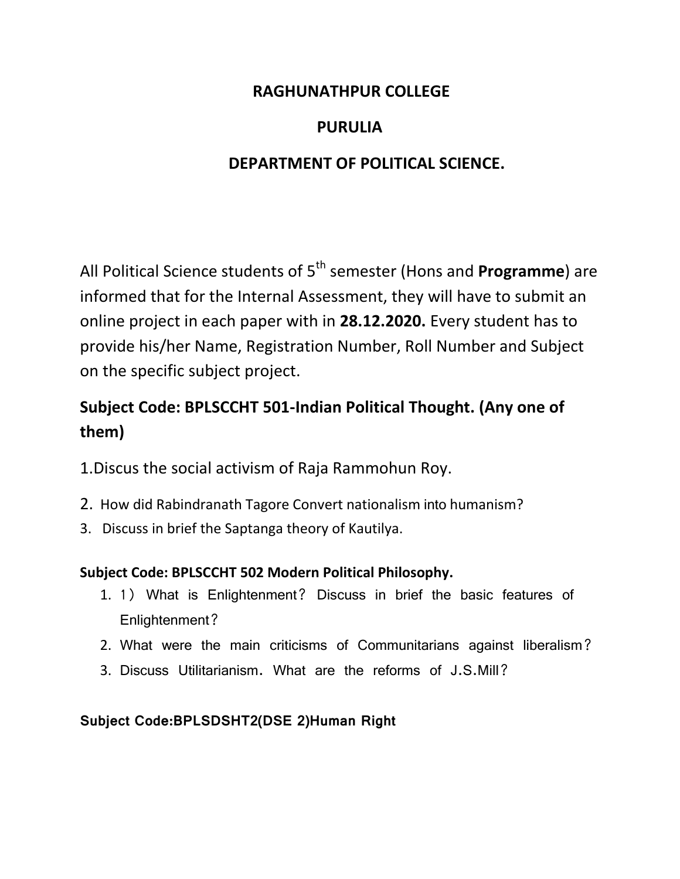# RAGHUNATHPUR COLLEGE

# PURULIA

# DEPARTMENT OF POLITICAL SCIENCE.

All Political Science students of 5th semester (Hons and **Programme**) are informed that for the Internal Assessment, they will have to submit an online project in each paper with in **28.12.2020.** Every student has to provide his/her Name, Registration Number, Roll Number and Subject on the specific subject project.

## Subject Code: BPLSCCHT 501-Indian Political Thought. (Any one of them)

1.Discus the social activism of Raja Rammohun Roy.

2. How did Rabindranath Tagore Convert nationalism into humanism?
3. Discuss in brief the Saptanga theory of Kautilya.

### Subject Code: BPLSCCHT 502 Modern Political Philosophy.

1. 1） What is Enlightenment？ Discuss in brief the basic features of Enlightenment？
2. What were the main criticisms of Communitarians against liberalism？
3. Discuss Utilitarianism. What are the reforms of J.S.Mill？

### Subject Code:BPLSDSHT2(DSE 2)Human Right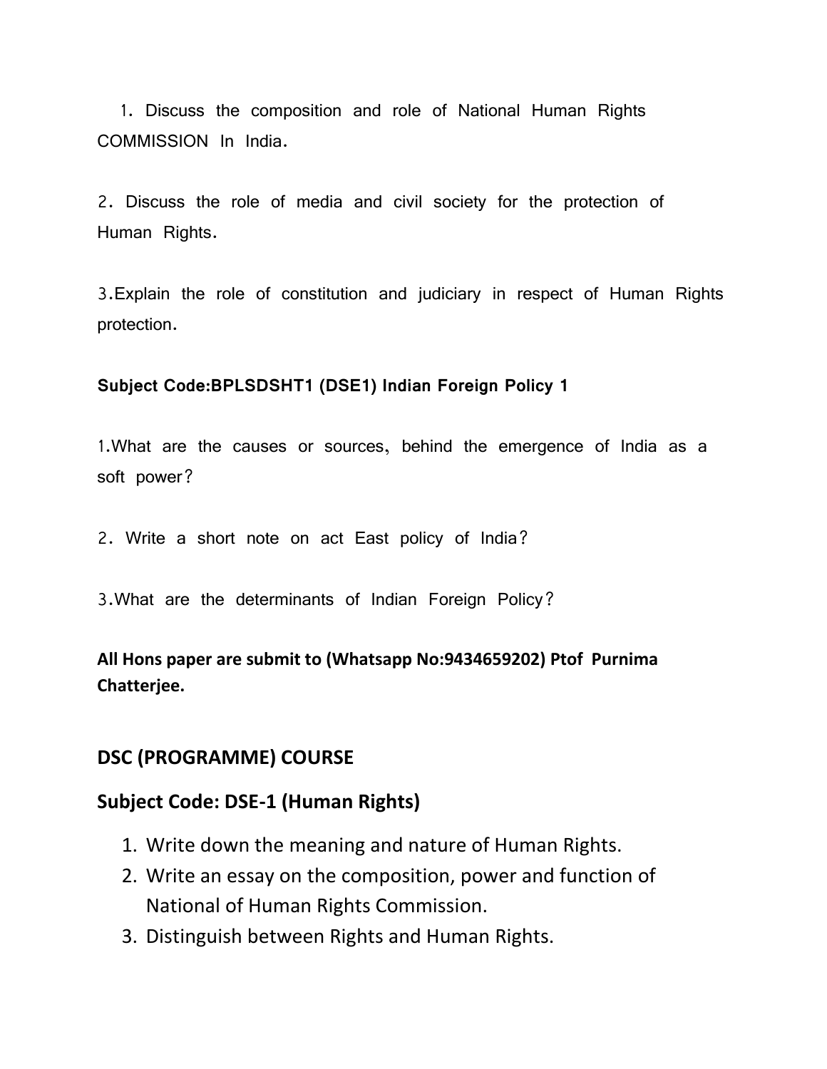1. Discuss the composition and role of National Human Rights COMMISSION In India.

2. Discuss the role of media and civil society for the protection of Human Rights.

3. Explain the role of constitution and judiciary in respect of Human Rights protection.

**Subject Code:BPLSDSHT1 (DSE1) Indian Foreign Policy 1**

1. What are the causes or sources, behind the emergence of India as a soft power?

2. Write a short note on act East policy of India?

3. What are the determinants of Indian Foreign Policy?

**All Hons paper are submit to (Whatsapp No:9434659202) Ptof Purnima Chatterjee.**

## DSC (PROGRAMME) COURSE

## Subject Code: DSE-1 (Human Rights)

1. Write down the meaning and nature of Human Rights.
2. Write an essay on the composition, power and function of National of Human Rights Commission.
3. Distinguish between Rights and Human Rights.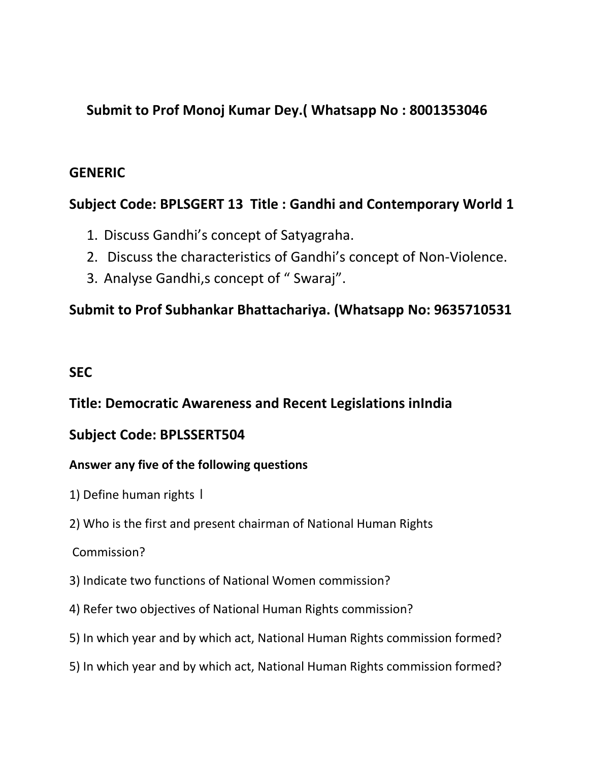**Submit to Prof Monoj Kumar Dey.( Whatsapp No : 8001353046**

## GENERIC

### Subject Code: BPLSGERT 13 Title : Gandhi and Contemporary World 1

1. Discuss Gandhi's concept of Satyagraha.
2. Discuss the characteristics of Gandhi's concept of Non-Violence.
3. Analyse Gandhi,s concept of " Swaraj".

**Submit to Prof Subhankar Bhattachariya. (Whatsapp No: 9635710531**

## SEC

### Title: Democratic Awareness and Recent Legislations inIndia

### Subject Code: BPLSSERT504

**Answer any five of the following questions**

1) Define human rights ।

2) Who is the first and present chairman of National Human Rights

Commission?

3) Indicate two functions of National Women commission?

4) Refer two objectives of National Human Rights commission?

5) In which year and by which act, National Human Rights commission formed?

5) In which year and by which act, National Human Rights commission formed?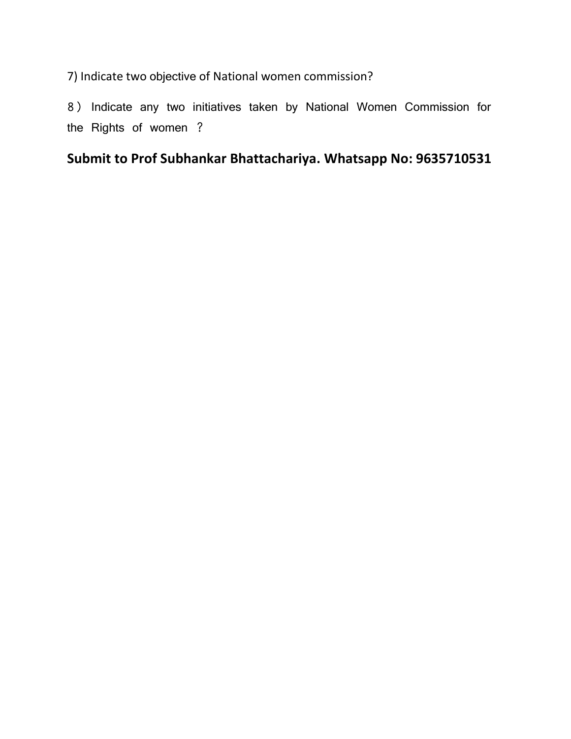7) Indicate two objective of National women commission?

8） Indicate any two initiatives taken by National Women Commission for the Rights of women ？

**Submit to Prof Subhankar Bhattachariya. Whatsapp No: 9635710531**